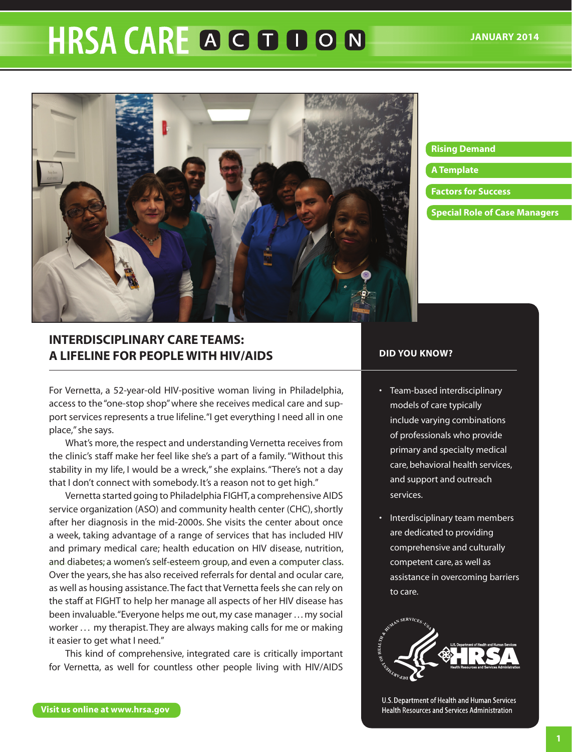# HRSA CARE ACTION

JANUARY 2014

- Rising Demand
- A Template
- Factors for Success
- Special Role of Case Managers

## INTERDISCIPLINARY CARE TEAMS: A LIFELINE FOR PEOPLE WITH HIV/AIDS

For Vernetta, a 52-year-old HIV-positive woman living in Philadelphia, access to the "one-stop shop" where she receives medical care and support services represents a true lifeline. "I get everything I need all in one place," she says.

What's more, the respect and understanding Vernetta receives from the clinic's staff make her feel like she's a part of a family. "Without this stability in my life, I would be a wreck," she explains. "There's not a day that I don't connect with somebody. It's a reason not to get high."

Vernetta started going to Philadelphia FIGHT, a comprehensive AIDS service organization (ASO) and community health center (CHC), shortly after her diagnosis in the mid-2000s. She visits the center about once a week, taking advantage of a range of services that has included HIV and primary medical care; health education on HIV disease, nutrition, and diabetes; a women's self-esteem group, and even a computer class. Over the years, she has also received referrals for dental and ocular care, as well as housing assistance. The fact that Vernetta feels she can rely on the staff at FIGHT to help her manage all aspects of her HIV disease has been invaluable. "Everyone helps me out, my case manager . . . my social worker . . . my therapist. They are always making calls for me or making it easier to get what I need."

This kind of comprehensive, integrated care is critically important for Vernetta, as well for countless other people living with HIV/AIDS

### DID YOU KNOW?

- Team-based interdisciplinary models of care typically include varying combinations of professionals who provide primary and specialty medical care, behavioral health services, and support and outreach services.
- Interdisciplinary team members are dedicated to providing comprehensive and culturally competent care, as well as assistance in overcoming barriers to care.

U.S. Department of Health and Human Services
Health Resources and Services Administration

Visit us online at www.hrsa.gov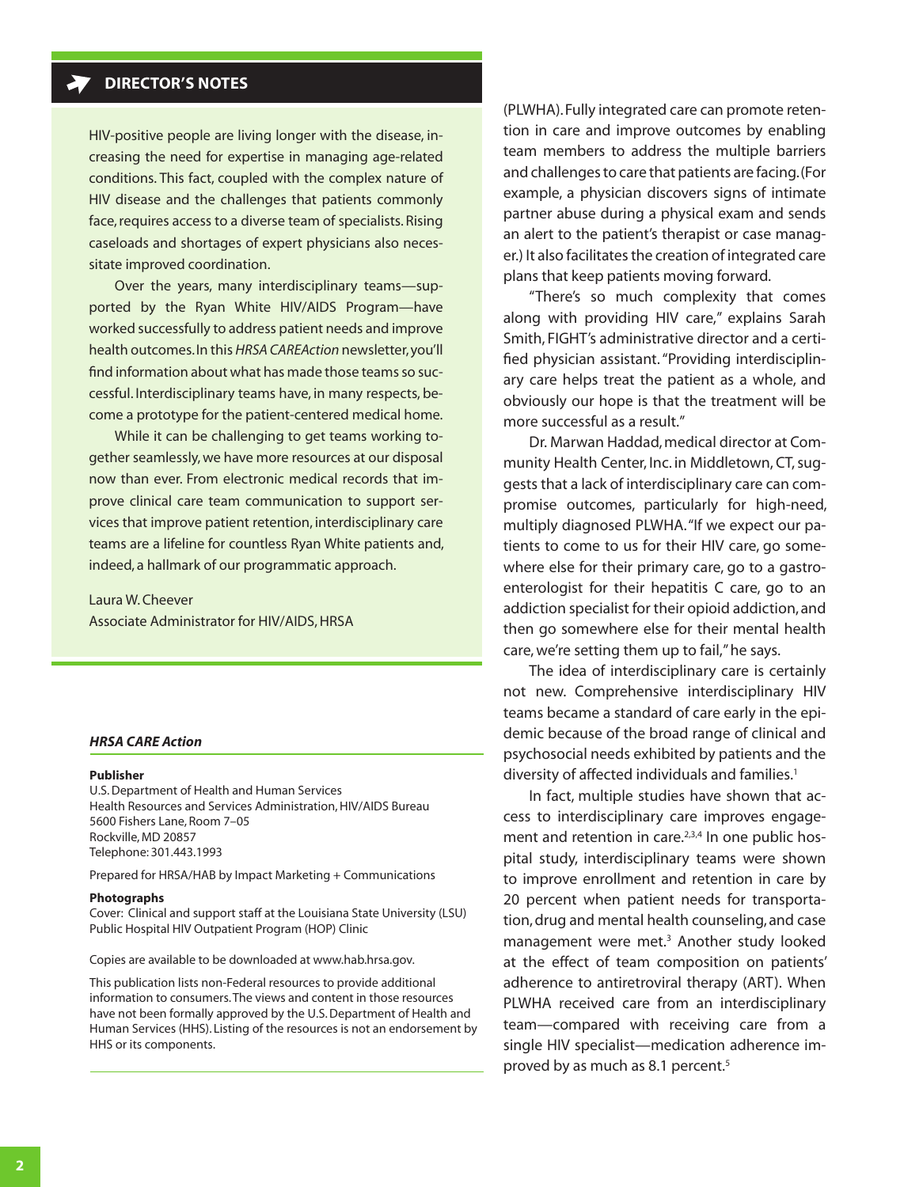## DIRECTOR'S NOTES

HIV-positive people are living longer with the disease, increasing the need for expertise in managing age-related conditions. This fact, coupled with the complex nature of HIV disease and the challenges that patients commonly face, requires access to a diverse team of specialists. Rising caseloads and shortages of expert physicians also necessitate improved coordination.

Over the years, many interdisciplinary teams—supported by the Ryan White HIV/AIDS Program—have worked successfully to address patient needs and improve health outcomes. In this *HRSA CAREAction* newsletter, you'll find information about what has made those teams so successful. Interdisciplinary teams have, in many respects, become a prototype for the patient-centered medical home.

While it can be challenging to get teams working together seamlessly, we have more resources at our disposal now than ever. From electronic medical records that improve clinical care team communication to support services that improve patient retention, interdisciplinary care teams are a lifeline for countless Ryan White patients and, indeed, a hallmark of our programmatic approach.

Laura W. Cheever
Associate Administrator for HIV/AIDS, HRSA

### *HRSA CARE Action*

**Publisher**
U.S. Department of Health and Human Services
Health Resources and Services Administration, HIV/AIDS Bureau
5600 Fishers Lane, Room 7–05
Rockville, MD 20857
Telephone: 301.443.1993

Prepared for HRSA/HAB by Impact Marketing + Communications

**Photographs**
Cover: Clinical and support staff at the Louisiana State University (LSU) Public Hospital HIV Outpatient Program (HOP) Clinic

Copies are available to be downloaded at www.hab.hrsa.gov.

This publication lists non-Federal resources to provide additional information to consumers. The views and content in those resources have not been formally approved by the U.S. Department of Health and Human Services (HHS). Listing of the resources is not an endorsement by HHS or its components.

(PLWHA). Fully integrated care can promote retention in care and improve outcomes by enabling team members to address the multiple barriers and challenges to care that patients are facing. (For example, a physician discovers signs of intimate partner abuse during a physical exam and sends an alert to the patient's therapist or case manager.) It also facilitates the creation of integrated care plans that keep patients moving forward.

"There's so much complexity that comes along with providing HIV care," explains Sarah Smith, FIGHT's administrative director and a certified physician assistant. "Providing interdisciplinary care helps treat the patient as a whole, and obviously our hope is that the treatment will be more successful as a result."

Dr. Marwan Haddad, medical director at Community Health Center, Inc. in Middletown, CT, suggests that a lack of interdisciplinary care can compromise outcomes, particularly for high-need, multiply diagnosed PLWHA. "If we expect our patients to come to us for their HIV care, go somewhere else for their primary care, go to a gastroenterologist for their hepatitis C care, go to an addiction specialist for their opioid addiction, and then go somewhere else for their mental health care, we're setting them up to fail," he says.

The idea of interdisciplinary care is certainly not new. Comprehensive interdisciplinary HIV teams became a standard of care early in the epidemic because of the broad range of clinical and psychosocial needs exhibited by patients and the diversity of affected individuals and families.[1]

In fact, multiple studies have shown that access to interdisciplinary care improves engagement and retention in care.[2,3,4] In one public hospital study, interdisciplinary teams were shown to improve enrollment and retention in care by 20 percent when patient needs for transportation, drug and mental health counseling, and case management were met.[3] Another study looked at the effect of team composition on patients' adherence to antiretroviral therapy (ART). When PLWHA received care from an interdisciplinary team—compared with receiving care from a single HIV specialist—medication adherence improved by as much as 8.1 percent.[5]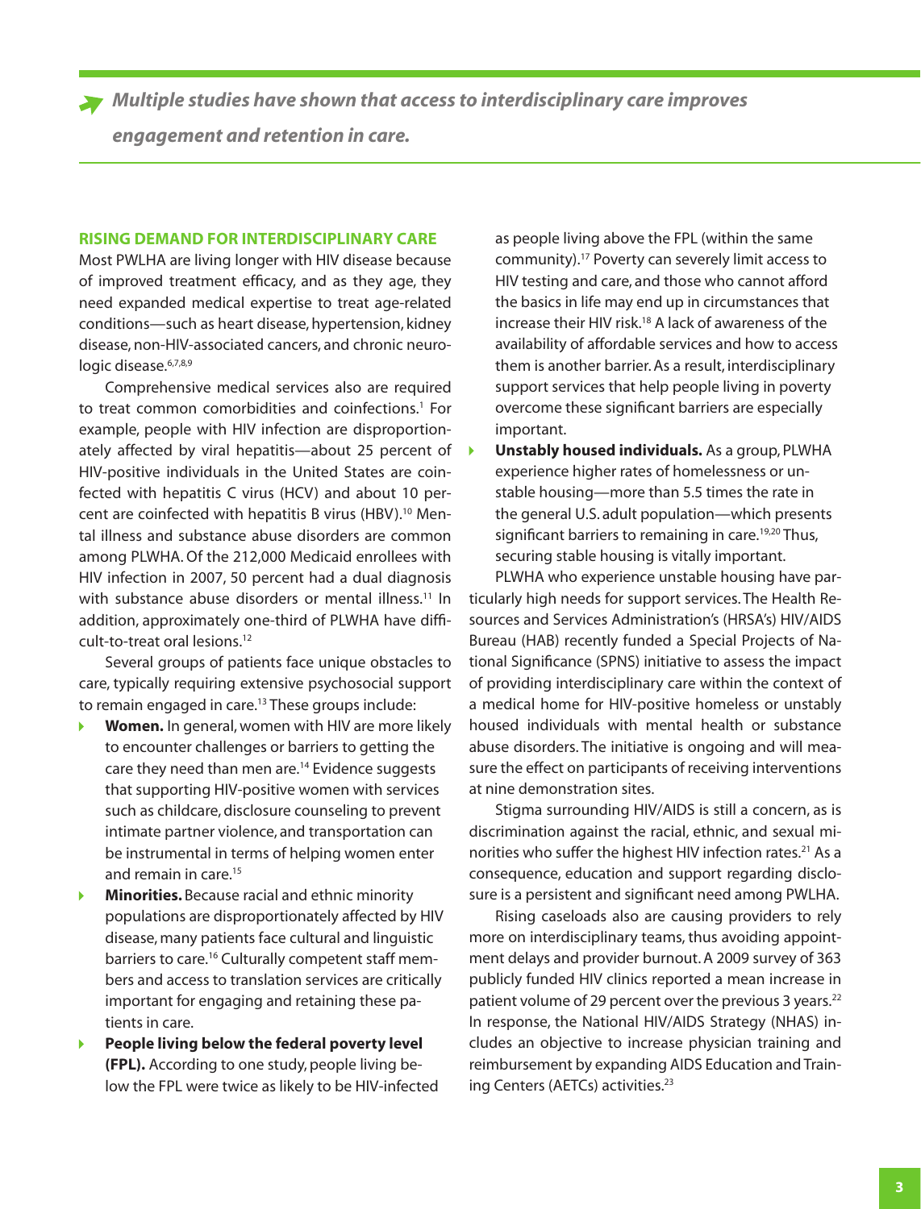*Multiple studies have shown that access to interdisciplinary care improves engagement and retention in care.*

## RISING DEMAND FOR INTERDISCIPLINARY CARE

Most PWLHA are living longer with HIV disease because of improved treatment efficacy, and as they age, they need expanded medical expertise to treat age-related conditions—such as heart disease, hypertension, kidney disease, non-HIV-associated cancers, and chronic neurologic disease.[6,7,8,9]

Comprehensive medical services also are required to treat common comorbidities and coinfections.[1] For example, people with HIV infection are disproportionately affected by viral hepatitis—about 25 percent of HIV-positive individuals in the United States are coinfected with hepatitis C virus (HCV) and about 10 percent are coinfected with hepatitis B virus (HBV).[10] Mental illness and substance abuse disorders are common among PLWHA. Of the 212,000 Medicaid enrollees with HIV infection in 2007, 50 percent had a dual diagnosis with substance abuse disorders or mental illness.[11] In addition, approximately one-third of PLWHA have difficult-to-treat oral lesions.[12]

Several groups of patients face unique obstacles to care, typically requiring extensive psychosocial support to remain engaged in care.[13] These groups include:

- **Women.** In general, women with HIV are more likely to encounter challenges or barriers to getting the care they need than men are.[14] Evidence suggests that supporting HIV-positive women with services such as childcare, disclosure counseling to prevent intimate partner violence, and transportation can be instrumental in terms of helping women enter and remain in care.[15]
- **Minorities.** Because racial and ethnic minority populations are disproportionately affected by HIV disease, many patients face cultural and linguistic barriers to care.[16] Culturally competent staff members and access to translation services are critically important for engaging and retaining these patients in care.
- **People living below the federal poverty level (FPL).** According to one study, people living below the FPL were twice as likely to be HIV-infected as people living above the FPL (within the same community).[17] Poverty can severely limit access to HIV testing and care, and those who cannot afford the basics in life may end up in circumstances that increase their HIV risk.[18] A lack of awareness of the availability of affordable services and how to access them is another barrier. As a result, interdisciplinary support services that help people living in poverty overcome these significant barriers are especially important.
- **Unstably housed individuals.** As a group, PLWHA experience higher rates of homelessness or unstable housing—more than 5.5 times the rate in the general U.S. adult population—which presents significant barriers to remaining in care.[19,20] Thus, securing stable housing is vitally important.

PLWHA who experience unstable housing have particularly high needs for support services. The Health Resources and Services Administration's (HRSA's) HIV/AIDS Bureau (HAB) recently funded a Special Projects of National Significance (SPNS) initiative to assess the impact of providing interdisciplinary care within the context of a medical home for HIV-positive homeless or unstably housed individuals with mental health or substance abuse disorders. The initiative is ongoing and will measure the effect on participants of receiving interventions at nine demonstration sites.

Stigma surrounding HIV/AIDS is still a concern, as is discrimination against the racial, ethnic, and sexual minorities who suffer the highest HIV infection rates.[21] As a consequence, education and support regarding disclosure is a persistent and significant need among PWLHA.

Rising caseloads also are causing providers to rely more on interdisciplinary teams, thus avoiding appointment delays and provider burnout. A 2009 survey of 363 publicly funded HIV clinics reported a mean increase in patient volume of 29 percent over the previous 3 years.[22] In response, the National HIV/AIDS Strategy (NHAS) includes an objective to increase physician training and reimbursement by expanding AIDS Education and Training Centers (AETCs) activities.[23]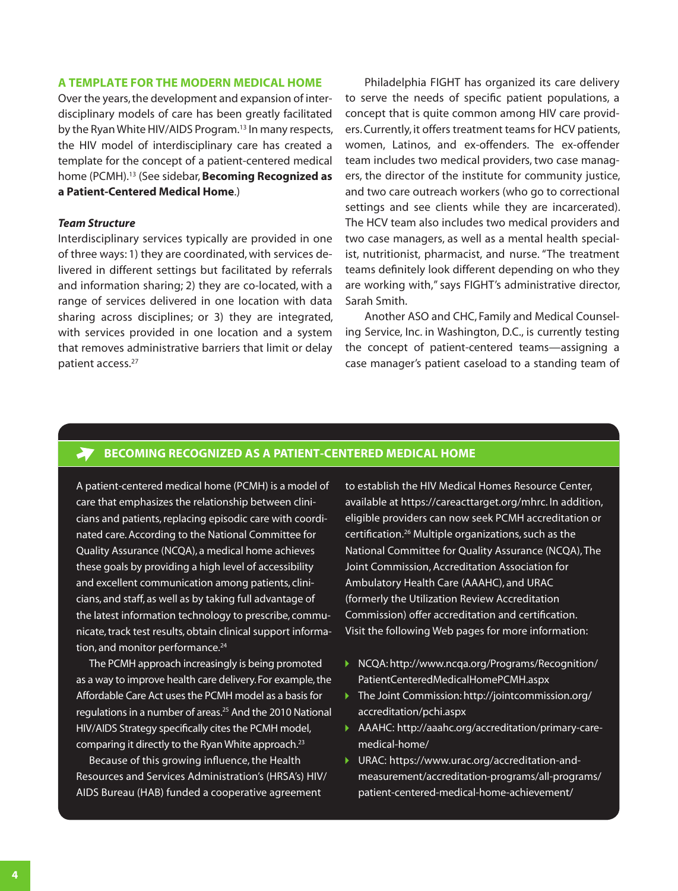## A TEMPLATE FOR THE MODERN MEDICAL HOME

Over the years, the development and expansion of interdisciplinary models of care has been greatly facilitated by the Ryan White HIV/AIDS Program.[13] In many respects, the HIV model of interdisciplinary care has created a template for the concept of a patient-centered medical home (PCMH).[13] (See sidebar, **Becoming Recognized as a Patient-Centered Medical Home**.)

### *Team Structure*

Interdisciplinary services typically are provided in one of three ways: 1) they are coordinated, with services delivered in different settings but facilitated by referrals and information sharing; 2) they are co-located, with a range of services delivered in one location with data sharing across disciplines; or 3) they are integrated, with services provided in one location and a system that removes administrative barriers that limit or delay patient access.[27]

Philadelphia FIGHT has organized its care delivery to serve the needs of specific patient populations, a concept that is quite common among HIV care providers. Currently, it offers treatment teams for HCV patients, women, Latinos, and ex-offenders. The ex-offender team includes two medical providers, two case managers, the director of the institute for community justice, and two care outreach workers (who go to correctional settings and see clients while they are incarcerated). The HCV team also includes two medical providers and two case managers, as well as a mental health specialist, nutritionist, pharmacist, and nurse. "The treatment teams definitely look different depending on who they are working with," says FIGHT's administrative director, Sarah Smith.

Another ASO and CHC, Family and Medical Counseling Service, Inc. in Washington, D.C., is currently testing the concept of patient-centered teams—assigning a case manager's patient caseload to a standing team of

### BECOMING RECOGNIZED AS A PATIENT-CENTERED MEDICAL HOME

A patient-centered medical home (PCMH) is a model of care that emphasizes the relationship between clinicians and patients, replacing episodic care with coordinated care. According to the National Committee for Quality Assurance (NCQA), a medical home achieves these goals by providing a high level of accessibility and excellent communication among patients, clinicians, and staff, as well as by taking full advantage of the latest information technology to prescribe, communicate, track test results, obtain clinical support information, and monitor performance.[24]

The PCMH approach increasingly is being promoted as a way to improve health care delivery. For example, the Affordable Care Act uses the PCMH model as a basis for regulations in a number of areas.[25] And the 2010 National HIV/AIDS Strategy specifically cites the PCMH model, comparing it directly to the Ryan White approach.[23]

Because of this growing influence, the Health Resources and Services Administration's (HRSA's) HIV/AIDS Bureau (HAB) funded a cooperative agreement to establish the HIV Medical Homes Resource Center, available at https://careacttarget.org/mhrc. In addition, eligible providers can now seek PCMH accreditation or certification.[26] Multiple organizations, such as the National Committee for Quality Assurance (NCQA), The Joint Commission, Accreditation Association for Ambulatory Health Care (AAAHC), and URAC (formerly the Utilization Review Accreditation Commission) offer accreditation and certification. Visit the following Web pages for more information:

- NCQA: http://www.ncqa.org/Programs/Recognition/PatientCenteredMedicalHomePCMH.aspx
- The Joint Commission: http://jointcommission.org/accreditation/pchi.aspx
- AAAHC: http://aaahc.org/accreditation/primary-care-medical-home/
- URAC: https://www.urac.org/accreditation-and-measurement/accreditation-programs/all-programs/patient-centered-medical-home-achievement/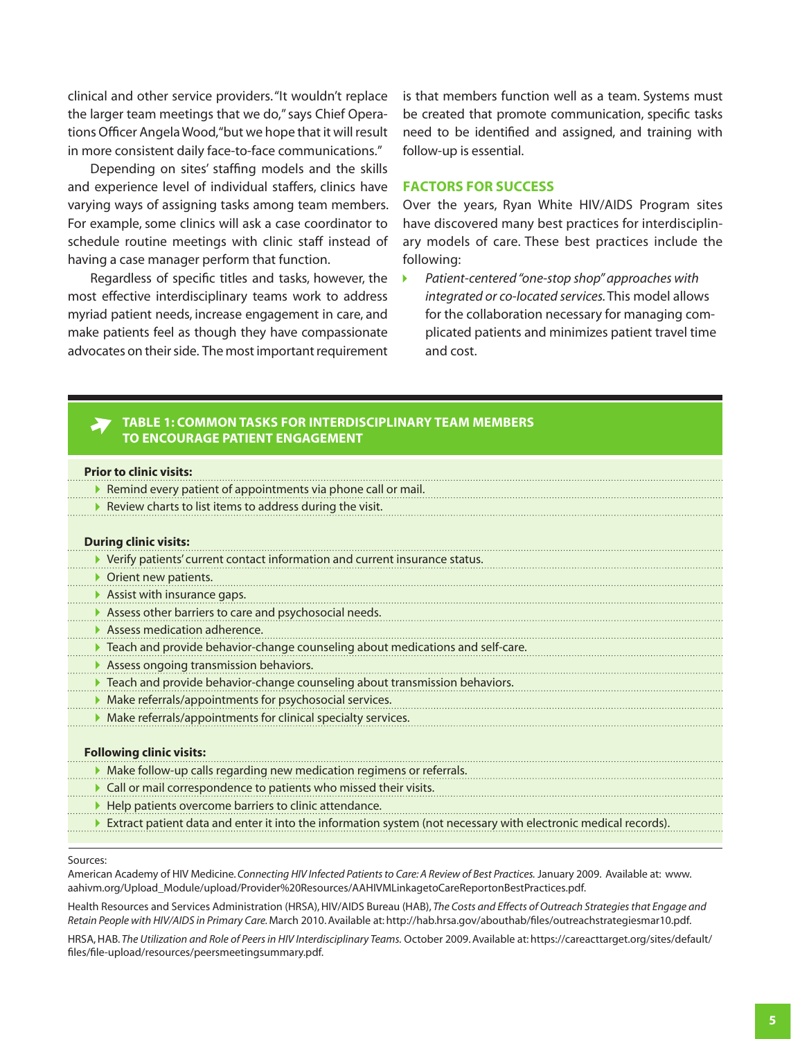clinical and other service providers. "It wouldn't replace the larger team meetings that we do," says Chief Operations Officer Angela Wood, "but we hope that it will result in more consistent daily face-to-face communications."

Depending on sites' staffing models and the skills and experience level of individual staffers, clinics have varying ways of assigning tasks among team members. For example, some clinics will ask a case coordinator to schedule routine meetings with clinic staff instead of having a case manager perform that function.

Regardless of specific titles and tasks, however, the most effective interdisciplinary teams work to address myriad patient needs, increase engagement in care, and make patients feel as though they have compassionate advocates on their side. The most important requirement is that members function well as a team. Systems must be created that promote communication, specific tasks need to be identified and assigned, and training with follow-up is essential.

## FACTORS FOR SUCCESS

Over the years, Ryan White HIV/AIDS Program sites have discovered many best practices for interdisciplinary models of care. These best practices include the following:

- *Patient-centered "one-stop shop" approaches with integrated or co-located services.* This model allows for the collaboration necessary for managing complicated patients and minimizes patient travel time and cost.

### TABLE 1: COMMON TASKS FOR INTERDISCIPLINARY TEAM MEMBERS TO ENCOURAGE PATIENT ENGAGEMENT

**Prior to clinic visits:**

- Remind every patient of appointments via phone call or mail.
- Review charts to list items to address during the visit.

**During clinic visits:**

- Verify patients' current contact information and current insurance status.
- Orient new patients.
- Assist with insurance gaps.
- Assess other barriers to care and psychosocial needs.
- Assess medication adherence.
- Teach and provide behavior-change counseling about medications and self-care.
- Assess ongoing transmission behaviors.
- Teach and provide behavior-change counseling about transmission behaviors.
- Make referrals/appointments for psychosocial services.
- Make referrals/appointments for clinical specialty services.

**Following clinic visits:**

- Make follow-up calls regarding new medication regimens or referrals.
- Call or mail correspondence to patients who missed their visits.
- Help patients overcome barriers to clinic attendance.
- Extract patient data and enter it into the information system (not necessary with electronic medical records).

Sources:

American Academy of HIV Medicine. *Connecting HIV Infected Patients to Care: A Review of Best Practices.* January 2009. Available at: www.aahivm.org/Upload_Module/upload/Provider%20Resources/AAHIVMLinkagetoCareReportonBestPractices.pdf.

Health Resources and Services Administration (HRSA), HIV/AIDS Bureau (HAB), *The Costs and Effects of Outreach Strategies that Engage and Retain People with HIV/AIDS in Primary Care.* March 2010. Available at: http://hab.hrsa.gov/abouthab/files/outreachstrategiesmar10.pdf.

HRSA, HAB. *The Utilization and Role of Peers in HIV Interdisciplinary Teams.* October 2009. Available at: https://careacttarget.org/sites/default/files/file-upload/resources/peersmeetingsummary.pdf.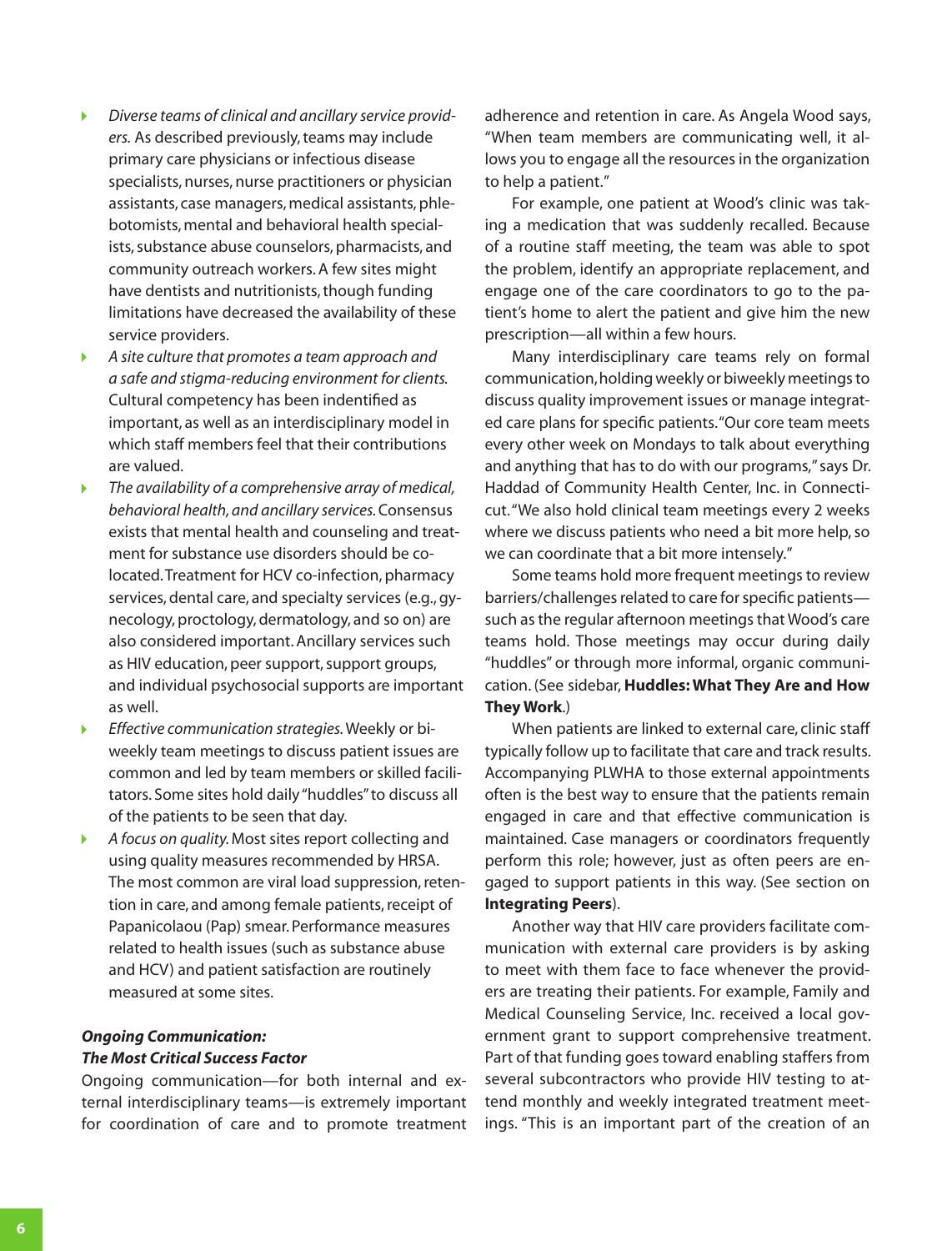- *Diverse teams of clinical and ancillary service providers.* As described previously, teams may include primary care physicians or infectious disease specialists, nurses, nurse practitioners or physician assistants, case managers, medical assistants, phlebotomists, mental and behavioral health specialists, substance abuse counselors, pharmacists, and community outreach workers. A few sites might have dentists and nutritionists, though funding limitations have decreased the availability of these service providers.
- *A site culture that promotes a team approach and a safe and stigma-reducing environment for clients.* Cultural competency has been indentified as important, as well as an interdisciplinary model in which staff members feel that their contributions are valued.
- *The availability of a comprehensive array of medical, behavioral health, and ancillary services.* Consensus exists that mental health and counseling and treatment for substance use disorders should be co-located. Treatment for HCV co-infection, pharmacy services, dental care, and specialty services (e.g., gynecology, proctology, dermatology, and so on) are also considered important. Ancillary services such as HIV education, peer support, support groups, and individual psychosocial supports are important as well.
- *Effective communication strategies.* Weekly or bi-weekly team meetings to discuss patient issues are common and led by team members or skilled facilitators. Some sites hold daily "huddles" to discuss all of the patients to be seen that day.
- *A focus on quality.* Most sites report collecting and using quality measures recommended by HRSA. The most common are viral load suppression, retention in care, and among female patients, receipt of Papanicolaou (Pap) smear. Performance measures related to health issues (such as substance abuse and HCV) and patient satisfaction are routinely measured at some sites.

***Ongoing Communication: The Most Critical Success Factor***

Ongoing communication—for both internal and external interdisciplinary teams—is extremely important for coordination of care and to promote treatment adherence and retention in care. As Angela Wood says, "When team members are communicating well, it allows you to engage all the resources in the organization to help a patient."

For example, one patient at Wood's clinic was taking a medication that was suddenly recalled. Because of a routine staff meeting, the team was able to spot the problem, identify an appropriate replacement, and engage one of the care coordinators to go to the patient's home to alert the patient and give him the new prescription—all within a few hours.

Many interdisciplinary care teams rely on formal communication, holding weekly or biweekly meetings to discuss quality improvement issues or manage integrated care plans for specific patients. "Our core team meets every other week on Mondays to talk about everything and anything that has to do with our programs," says Dr. Haddad of Community Health Center, Inc. in Connecticut. "We also hold clinical team meetings every 2 weeks where we discuss patients who need a bit more help, so we can coordinate that a bit more intensely."

Some teams hold more frequent meetings to review barriers/challenges related to care for specific patients—such as the regular afternoon meetings that Wood's care teams hold. Those meetings may occur during daily "huddles" or through more informal, organic communication. (See sidebar, **Huddles: What They Are and How They Work**.)

When patients are linked to external care, clinic staff typically follow up to facilitate that care and track results. Accompanying PLWHA to those external appointments often is the best way to ensure that the patients remain engaged in care and that effective communication is maintained. Case managers or coordinators frequently perform this role; however, just as often peers are engaged to support patients in this way. (See section on **Integrating Peers**).

Another way that HIV care providers facilitate communication with external care providers is by asking to meet with them face to face whenever the providers are treating their patients. For example, Family and Medical Counseling Service, Inc. received a local government grant to support comprehensive treatment. Part of that funding goes toward enabling staffers from several subcontractors who provide HIV testing to attend monthly and weekly integrated treatment meetings. "This is an important part of the creation of an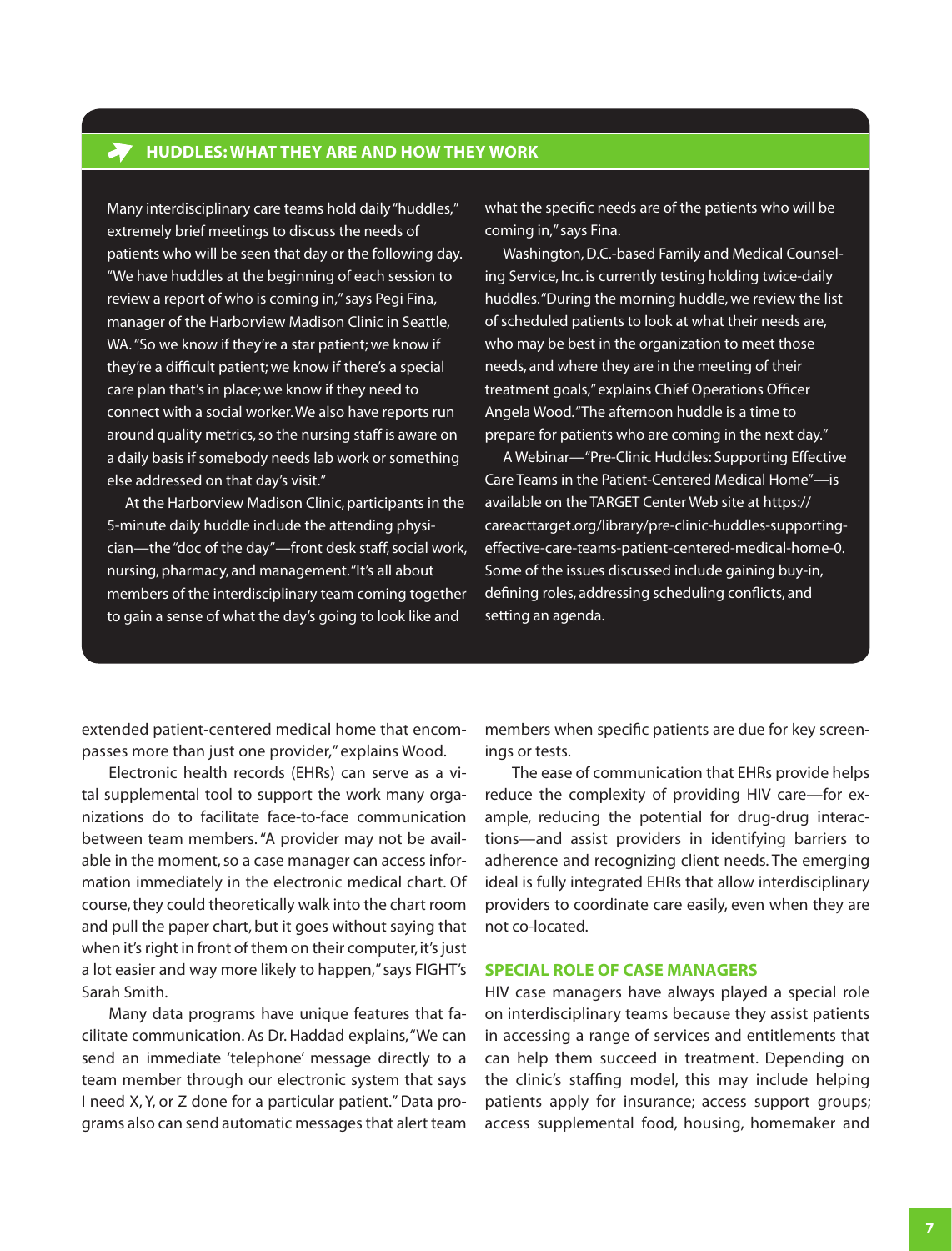## HUDDLES: WHAT THEY ARE AND HOW THEY WORK

Many interdisciplinary care teams hold daily "huddles," extremely brief meetings to discuss the needs of patients who will be seen that day or the following day. "We have huddles at the beginning of each session to review a report of who is coming in," says Pegi Fina, manager of the Harborview Madison Clinic in Seattle, WA. "So we know if they're a star patient; we know if they're a difficult patient; we know if there's a special care plan that's in place; we know if they need to connect with a social worker. We also have reports run around quality metrics, so the nursing staff is aware on a daily basis if somebody needs lab work or something else addressed on that day's visit."

At the Harborview Madison Clinic, participants in the 5-minute daily huddle include the attending physician—the "doc of the day"—front desk staff, social work, nursing, pharmacy, and management. "It's all about members of the interdisciplinary team coming together to gain a sense of what the day's going to look like and what the specific needs are of the patients who will be coming in," says Fina.

Washington, D.C.-based Family and Medical Counseling Service, Inc. is currently testing holding twice-daily huddles. "During the morning huddle, we review the list of scheduled patients to look at what their needs are, who may be best in the organization to meet those needs, and where they are in the meeting of their treatment goals," explains Chief Operations Officer Angela Wood. "The afternoon huddle is a time to prepare for patients who are coming in the next day."

A Webinar—"Pre-Clinic Huddles: Supporting Effective Care Teams in the Patient-Centered Medical Home"—is available on the TARGET Center Web site at https://careacttarget.org/library/pre-clinic-huddles-supporting-effective-care-teams-patient-centered-medical-home-0. Some of the issues discussed include gaining buy-in, defining roles, addressing scheduling conflicts, and setting an agenda.

extended patient-centered medical home that encompasses more than just one provider," explains Wood.

Electronic health records (EHRs) can serve as a vital supplemental tool to support the work many organizations do to facilitate face-to-face communication between team members. "A provider may not be available in the moment, so a case manager can access information immediately in the electronic medical chart. Of course, they could theoretically walk into the chart room and pull the paper chart, but it goes without saying that when it's right in front of them on their computer, it's just a lot easier and way more likely to happen," says FIGHT's Sarah Smith.

Many data programs have unique features that facilitate communication. As Dr. Haddad explains, "We can send an immediate 'telephone' message directly to a team member through our electronic system that says I need X, Y, or Z done for a particular patient." Data programs also can send automatic messages that alert team members when specific patients are due for key screenings or tests.

The ease of communication that EHRs provide helps reduce the complexity of providing HIV care—for example, reducing the potential for drug-drug interactions—and assist providers in identifying barriers to adherence and recognizing client needs. The emerging ideal is fully integrated EHRs that allow interdisciplinary providers to coordinate care easily, even when they are not co-located.

### SPECIAL ROLE OF CASE MANAGERS

HIV case managers have always played a special role on interdisciplinary teams because they assist patients in accessing a range of services and entitlements that can help them succeed in treatment. Depending on the clinic's staffing model, this may include helping patients apply for insurance; access support groups; access supplemental food, housing, homemaker and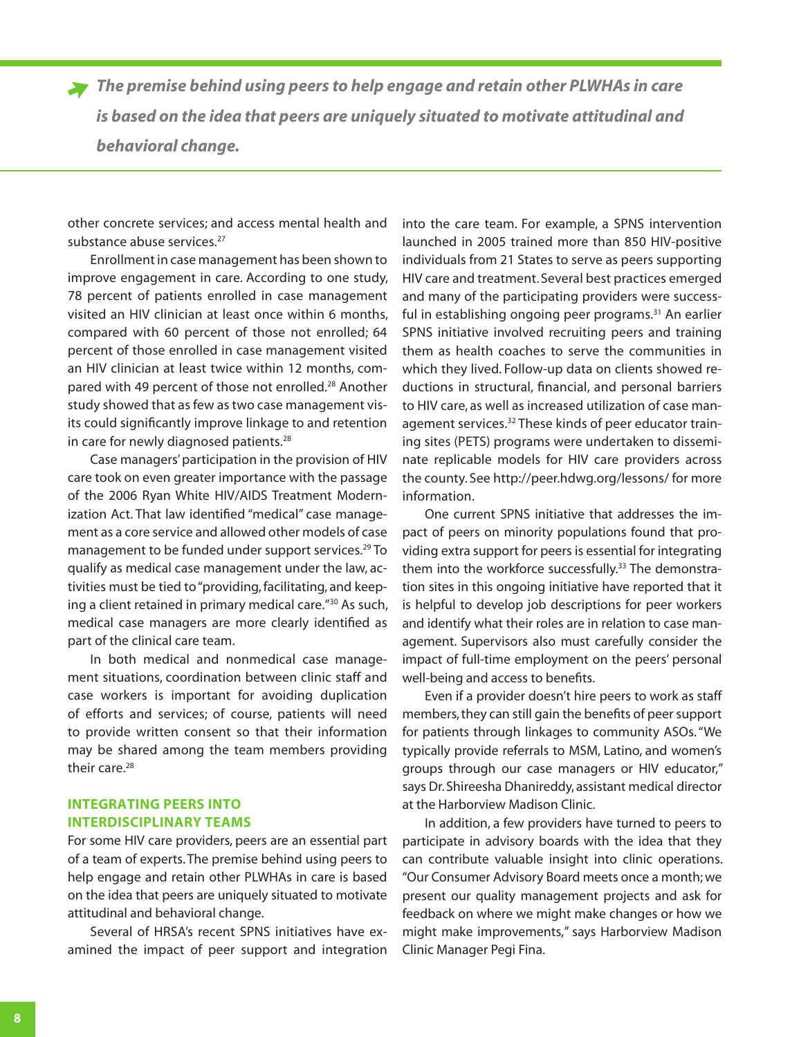> ***The premise behind using peers to help engage and retain other PLWHAs in care is based on the idea that peers are uniquely situated to motivate attitudinal and behavioral change.***

other concrete services; and access mental health and substance abuse services.[27]

Enrollment in case management has been shown to improve engagement in care. According to one study, 78 percent of patients enrolled in case management visited an HIV clinician at least once within 6 months, compared with 60 percent of those not enrolled; 64 percent of those enrolled in case management visited an HIV clinician at least twice within 12 months, compared with 49 percent of those not enrolled.[28] Another study showed that as few as two case management visits could significantly improve linkage to and retention in care for newly diagnosed patients.[28]

Case managers' participation in the provision of HIV care took on even greater importance with the passage of the 2006 Ryan White HIV/AIDS Treatment Modernization Act. That law identified "medical" case management as a core service and allowed other models of case management to be funded under support services.[29] To qualify as medical case management under the law, activities must be tied to "providing, facilitating, and keeping a client retained in primary medical care."[30] As such, medical case managers are more clearly identified as part of the clinical care team.

In both medical and nonmedical case management situations, coordination between clinic staff and case workers is important for avoiding duplication of efforts and services; of course, patients will need to provide written consent so that their information may be shared among the team members providing their care.[28]

## INTEGRATING PEERS INTO INTERDISCIPLINARY TEAMS

For some HIV care providers, peers are an essential part of a team of experts. The premise behind using peers to help engage and retain other PLWHAs in care is based on the idea that peers are uniquely situated to motivate attitudinal and behavioral change.

Several of HRSA's recent SPNS initiatives have examined the impact of peer support and integration into the care team. For example, a SPNS intervention launched in 2005 trained more than 850 HIV-positive individuals from 21 States to serve as peers supporting HIV care and treatment. Several best practices emerged and many of the participating providers were successful in establishing ongoing peer programs.[31] An earlier SPNS initiative involved recruiting peers and training them as health coaches to serve the communities in which they lived. Follow-up data on clients showed reductions in structural, financial, and personal barriers to HIV care, as well as increased utilization of case management services.[32] These kinds of peer educator training sites (PETS) programs were undertaken to disseminate replicable models for HIV care providers across the county. See http://peer.hdwg.org/lessons/ for more information.

One current SPNS initiative that addresses the impact of peers on minority populations found that providing extra support for peers is essential for integrating them into the workforce successfully.[33] The demonstration sites in this ongoing initiative have reported that it is helpful to develop job descriptions for peer workers and identify what their roles are in relation to case management. Supervisors also must carefully consider the impact of full-time employment on the peers' personal well-being and access to benefits.

Even if a provider doesn't hire peers to work as staff members, they can still gain the benefits of peer support for patients through linkages to community ASOs. "We typically provide referrals to MSM, Latino, and women's groups through our case managers or HIV educator," says Dr. Shireesha Dhanireddy, assistant medical director at the Harborview Madison Clinic.

In addition, a few providers have turned to peers to participate in advisory boards with the idea that they can contribute valuable insight into clinic operations. "Our Consumer Advisory Board meets once a month; we present our quality management projects and ask for feedback on where we might make changes or how we might make improvements," says Harborview Madison Clinic Manager Pegi Fina.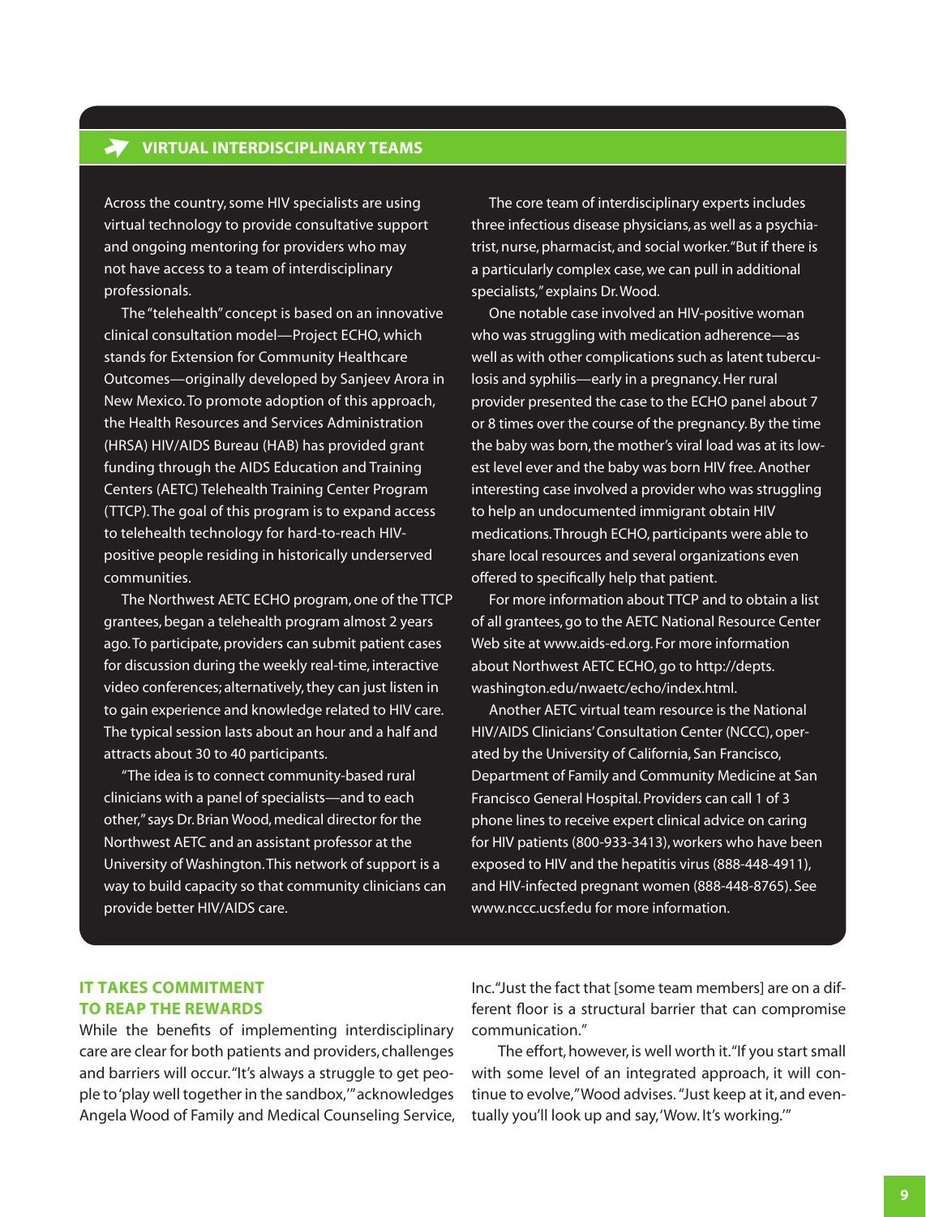## VIRTUAL INTERDISCIPLINARY TEAMS

Across the country, some HIV specialists are using virtual technology to provide consultative support and ongoing mentoring for providers who may not have access to a team of interdisciplinary professionals.

The "telehealth" concept is based on an innovative clinical consultation model—Project ECHO, which stands for Extension for Community Healthcare Outcomes—originally developed by Sanjeev Arora in New Mexico. To promote adoption of this approach, the Health Resources and Services Administration (HRSA) HIV/AIDS Bureau (HAB) has provided grant funding through the AIDS Education and Training Centers (AETC) Telehealth Training Center Program (TTCP). The goal of this program is to expand access to telehealth technology for hard-to-reach HIV-positive people residing in historically underserved communities.

The Northwest AETC ECHO program, one of the TTCP grantees, began a telehealth program almost 2 years ago. To participate, providers can submit patient cases for discussion during the weekly real-time, interactive video conferences; alternatively, they can just listen in to gain experience and knowledge related to HIV care. The typical session lasts about an hour and a half and attracts about 30 to 40 participants.

"The idea is to connect community-based rural clinicians with a panel of specialists—and to each other," says Dr. Brian Wood, medical director for the Northwest AETC and an assistant professor at the University of Washington. This network of support is a way to build capacity so that community clinicians can provide better HIV/AIDS care.

The core team of interdisciplinary experts includes three infectious disease physicians, as well as a psychiatrist, nurse, pharmacist, and social worker. "But if there is a particularly complex case, we can pull in additional specialists," explains Dr. Wood.

One notable case involved an HIV-positive woman who was struggling with medication adherence—as well as with other complications such as latent tuberculosis and syphilis—early in a pregnancy. Her rural provider presented the case to the ECHO panel about 7 or 8 times over the course of the pregnancy. By the time the baby was born, the mother's viral load was at its lowest level ever and the baby was born HIV free. Another interesting case involved a provider who was struggling to help an undocumented immigrant obtain HIV medications. Through ECHO, participants were able to share local resources and several organizations even offered to specifically help that patient.

For more information about TTCP and to obtain a list of all grantees, go to the AETC National Resource Center Web site at www.aids-ed.org. For more information about Northwest AETC ECHO, go to http://depts.washington.edu/nwaetc/echo/index.html.

Another AETC virtual team resource is the National HIV/AIDS Clinicians' Consultation Center (NCCC), operated by the University of California, San Francisco, Department of Family and Community Medicine at San Francisco General Hospital. Providers can call 1 of 3 phone lines to receive expert clinical advice on caring for HIV patients (800-933-3413), workers who have been exposed to HIV and the hepatitis virus (888-448-4911), and HIV-infected pregnant women (888-448-8765). See www.nccc.ucsf.edu for more information.

### IT TAKES COMMITMENT TO REAP THE REWARDS

While the benefits of implementing interdisciplinary care are clear for both patients and providers, challenges and barriers will occur. "It's always a struggle to get people to 'play well together in the sandbox,'" acknowledges Angela Wood of Family and Medical Counseling Service, Inc. "Just the fact that [some team members] are on a different floor is a structural barrier that can compromise communication."

The effort, however, is well worth it. "If you start small with some level of an integrated approach, it will continue to evolve," Wood advises. "Just keep at it, and eventually you'll look up and say, 'Wow. It's working.'"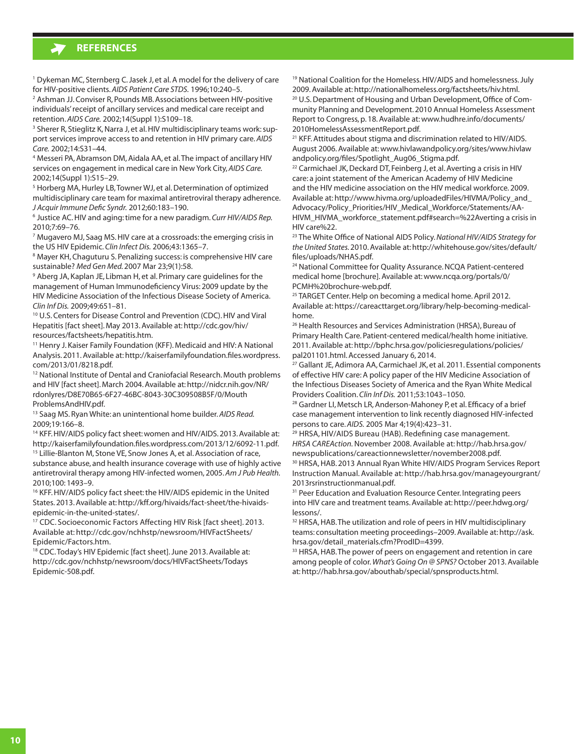## REFERENCES

[1] Dykeman MC, Sternberg C. Jasek J, et al. A model for the delivery of care for HIV-positive clients. *AIDS Patient Care STDS.* 1996;10:240–5.

[2] Ashman JJ. Conviser R, Pounds MB. Associations between HIV-positive individuals' receipt of ancillary services and medical care receipt and retention. *AIDS Care.* 2002;14(Suppl 1):S109–18.

[3] Sherer R, Stieglitz K, Narra J, et al. HIV multidisciplinary teams work: support services improve access to and retention in HIV primary care. *AIDS Care.* 2002;14:S31–44.

[4] Messeri PA, Abramson DM, Aidala AA, et al. The impact of ancillary HIV services on engagement in medical care in New York City, *AIDS Care.* 2002;14(Suppl 1):S15–29.

[5] Horberg MA, Hurley LB, Towner WJ, et al. Determination of optimized multidisciplinary care team for maximal antiretroviral therapy adherence. *J Acquir Immune Defic Syndr.* 2012;60:183–190.

[6] Justice AC. HIV and aging: time for a new paradigm. *Curr HIV/AIDS Rep.* 2010;7:69–76.

[7] Mugavero MJ, Saag MS. HIV care at a crossroads: the emerging crisis in the US HIV Epidemic. *Clin Infect Dis.* 2006;43:1365–7.

[8] Mayer KH, Chaguturu S. Penalizing success: is comprehensive HIV care sustainable? *Med Gen Med.* 2007 Mar 23;9(1):58.

[9] Aberg JA, Kaplan JE, Libman H, et al. Primary care guidelines for the management of Human Immunodeficiency Virus: 2009 update by the HIV Medicine Association of the Infectious Disease Society of America. *Clin Inf Dis.* 2009;49:651–81.

[10] U.S. Centers for Disease Control and Prevention (CDC). HIV and Viral Hepatitis [fact sheet]. May 2013. Available at: http://cdc.gov/hiv/resources/factsheets/hepatitis.htm.

[11] Henry J. Kaiser Family Foundation (KFF). Medicaid and HIV: A National Analysis. 2011. Available at: http://kaiserfamilyfoundation.files.wordpress.com/2013/01/8218.pdf.

[12] National Institute of Dental and Craniofacial Research. Mouth problems and HIV [fact sheet]. March 2004. Available at: http://nidcr.nih.gov/NR/rdonlyres/D8E70B65-6F27-46BC-8043-30C309508B5F/0/MouthProblemsAndHIV.pdf.

[13] Saag MS. Ryan White: an unintentional home builder. *AIDS Read.* 2009;19:166–8.

[14] KFF. HIV/AIDS policy fact sheet: women and HIV/AIDS. 2013. Available at: http://kaiserfamilyfoundation.files.wordpress.com/2013/12/6092-11.pdf.

[15] Lillie-Blanton M, Stone VE, Snow Jones A, et al. Association of race, substance abuse, and health insurance coverage with use of highly active antiretroviral therapy among HIV-infected women, 2005. *Am J Pub Health.* 2010;100: 1493–9.

[16] KFF. HIV/AIDS policy fact sheet: the HIV/AIDS epidemic in the United States. 2013. Available at: http://kff.org/hivaids/fact-sheet/the-hivaids-epidemic-in-the-united-states/.

[17] CDC. Socioeconomic Factors Affecting HIV Risk [fact sheet]. 2013. Available at: http://cdc.gov/nchhstp/newsroom/HIVFactSheets/Epidemic/Factors.htm.

[18] CDC. Today's HIV Epidemic [fact sheet]. June 2013. Available at: http://cdc.gov/nchhstp/newsroom/docs/HIVFactSheets/TodaysEpidemic-508.pdf.

[19] National Coalition for the Homeless. HIV/AIDS and homelessness. July 2009. Available at: http://nationalhomeless.org/factsheets/hiv.html.

[20] U.S. Department of Housing and Urban Development, Office of Community Planning and Development. 2010 Annual Homeless Assessment Report to Congress, p. 18. Available at: www.hudhre.info/documents/2010HomelessAssessmentReport.pdf.

[21] KFF. Attitudes about stigma and discrimination related to HIV/AIDS. August 2006. Available at: www.hivlawandpolicy.org/sites/www.hivlawandpolicy.org/files/Spotlight_Aug06_Stigma.pdf.

[22] Carmichael JK, Deckard DT, Feinberg J, et al. Averting a crisis in HIV care: a joint statement of the American Academy of HIV Medicine and the HIV medicine association on the HIV medical workforce. 2009. Available at: http://www.hivma.org/uploadedFiles/HIVMA/Policy_and_Advocacy/Policy_Priorities/HIV_Medical_Workforce/Statements/AA-HIVM_HIVMA_workforce_statement.pdf#search=%22Averting a crisis in HIV care%22.

[23] The White Office of National AIDS Policy. *National HIV/AIDS Strategy for the United States.* 2010. Available at: http://whitehouse.gov/sites/default/files/uploads/NHAS.pdf.

[24] National Committee for Quality Assurance. NCQA Patient-centered medical home [brochure]. Available at: www.ncqa.org/portals/0/PCMH%20brochure-web.pdf.

[25] TARGET Center. Help on becoming a medical home. April 2012. Available at: https://careacttarget.org/library/help-becoming-medical-home.

[26] Health Resources and Services Administration (HRSA), Bureau of Primary Health Care. Patient-centered medical/health home initiative. 2011. Available at: http://bphc.hrsa.gov/policiesregulations/policies/pal201101.html. Accessed January 6, 2014.

[27] Gallant JE, Adimora AA, Carmichael JK, et al. 2011. Essential components of effective HIV care: A policy paper of the HIV Medicine Association of the Infectious Diseases Society of America and the Ryan White Medical Providers Coalition. *Clin Inf Dis.* 2011;53:1043–1050.

[28] Gardner LI, Metsch LR, Anderson-Mahoney P, et al. Efficacy of a brief case management intervention to link recently diagnosed HIV-infected persons to care. *AIDS.* 2005 Mar 4;19(4):423–31.

[29] HRSA, HIV/AIDS Bureau (HAB). Redefining case management. *HRSA CAREAction.* November 2008. Available at: http://hab.hrsa.gov/newspublications/careactionnewsletter/november2008.pdf.

[30] HRSA, HAB. 2013 Annual Ryan White HIV/AIDS Program Services Report Instruction Manual. Available at: http://hab.hrsa.gov/manageyourgrant/2013rsrinstructionmanual.pdf.

[31] Peer Education and Evaluation Resource Center. Integrating peers into HIV care and treatment teams. Available at: http://peer.hdwg.org/lessons/.

[32] HRSA, HAB. The utilization and role of peers in HIV multidisciplinary teams: consultation meeting proceedings–2009. Available at: http://ask.hrsa.gov/detail_materials.cfm?ProdID=4399.

[33] HRSA, HAB. The power of peers on engagement and retention in care among people of color. *What's Going On @ SPNS?* October 2013. Available at: http://hab.hrsa.gov/abouthab/special/spnsproducts.html.